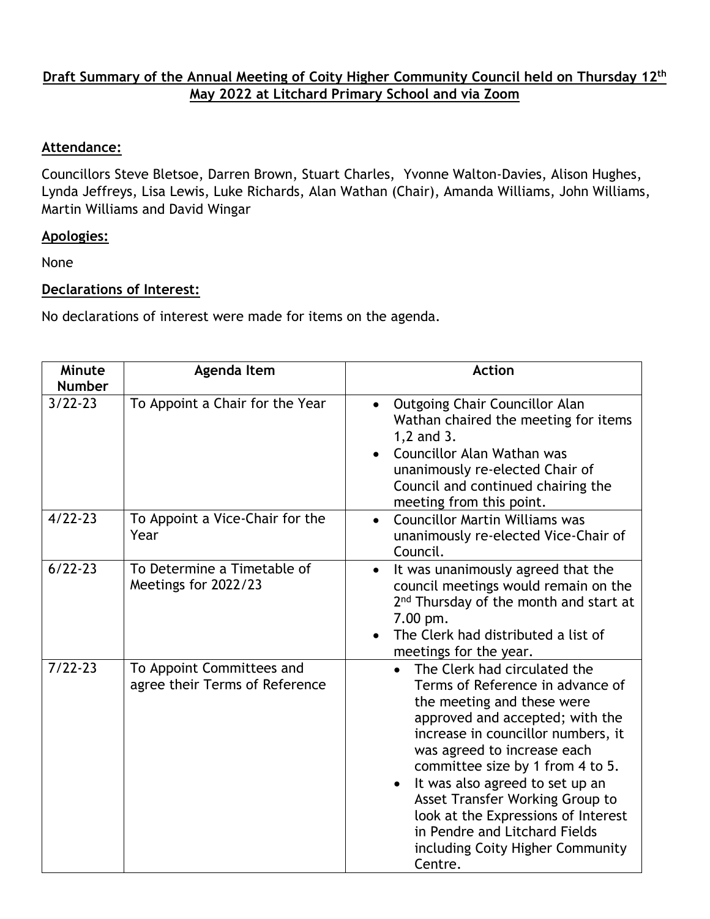# Draft Summary of the Annual Meeting of Coity Higher Community Council held on Thursday 12th May 2022 at Litchard Primary School and via Zoom

## Attendance:

Councillors Steve Bletsoe, Darren Brown, Stuart Charles, Yvonne Walton-Davies, Alison Hughes, Lynda Jeffreys, Lisa Lewis, Luke Richards, Alan Wathan (Chair), Amanda Williams, John Williams, Martin Williams and David Wingar

## Apologies:

None

## Declarations of Interest:

No declarations of interest were made for items on the agenda.

| Minute Number | Agenda Item | Action |
|---|---|---|
| 3/22-23 | To Appoint a Chair for the Year | • Outgoing Chair Councillor Alan Wathan chaired the meeting for items 1,2 and 3.<br>• Councillor Alan Wathan was unanimously re-elected Chair of Council and continued chairing the meeting from this point. |
| 4/22-23 | To Appoint a Vice-Chair for the Year | • Councillor Martin Williams was unanimously re-elected Vice-Chair of Council. |
| 6/22-23 | To Determine a Timetable of Meetings for 2022/23 | • It was unanimously agreed that the council meetings would remain on the 2nd Thursday of the month and start at 7.00 pm.<br>• The Clerk had distributed a list of meetings for the year. |
| 7/22-23 | To Appoint Committees and agree their Terms of Reference | • The Clerk had circulated the Terms of Reference in advance of the meeting and these were approved and accepted; with the increase in councillor numbers, it was agreed to increase each committee size by 1 from 4 to 5.<br>• It was also agreed to set up an Asset Transfer Working Group to look at the Expressions of Interest in Pendre and Litchard Fields including Coity Higher Community Centre. |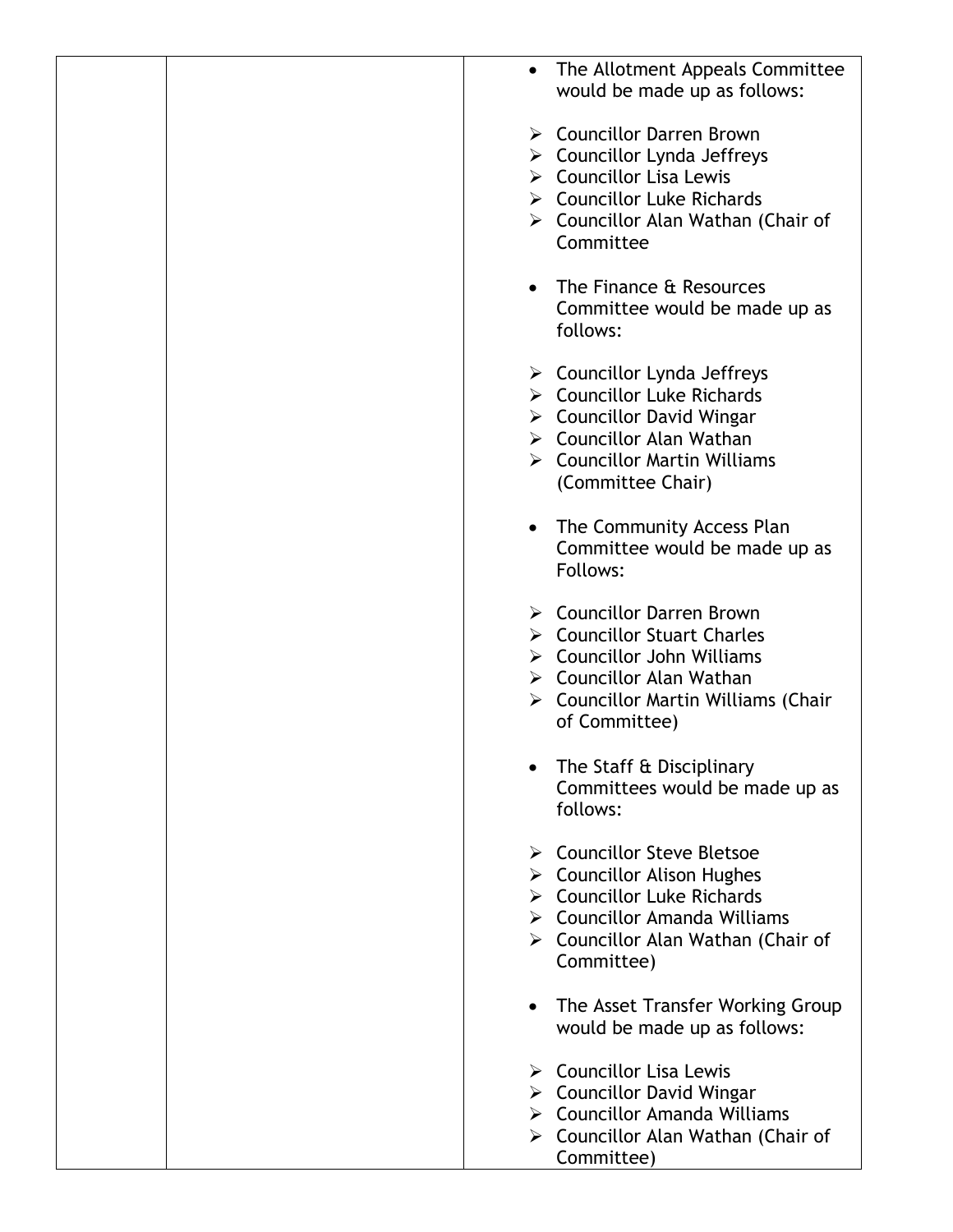| | | - The Allotment Appeals Committee would be made up as follows:<br><br>➢ Councillor Darren Brown<br>➢ Councillor Lynda Jeffreys<br>➢ Councillor Lisa Lewis<br>➢ Councillor Luke Richards<br>➢ Councillor Alan Wathan (Chair of Committee<br><br>- The Finance & Resources Committee would be made up as follows:<br><br>➢ Councillor Lynda Jeffreys<br>➢ Councillor Luke Richards<br>➢ Councillor David Wingar<br>➢ Councillor Alan Wathan<br>➢ Councillor Martin Williams (Committee Chair)<br><br>- The Community Access Plan Committee would be made up as Follows:<br><br>➢ Councillor Darren Brown<br>➢ Councillor Stuart Charles<br>➢ Councillor John Williams<br>➢ Councillor Alan Wathan<br>➢ Councillor Martin Williams (Chair of Committee)<br><br>- The Staff & Disciplinary Committees would be made up as follows:<br><br>➢ Councillor Steve Bletsoe<br>➢ Councillor Alison Hughes<br>➢ Councillor Luke Richards<br>➢ Councillor Amanda Williams<br>➢ Councillor Alan Wathan (Chair of Committee)<br><br>- The Asset Transfer Working Group would be made up as follows:<br><br>➢ Councillor Lisa Lewis<br>➢ Councillor David Wingar<br>➢ Councillor Amanda Williams<br>➢ Councillor Alan Wathan (Chair of Committee) |
|---|---|---|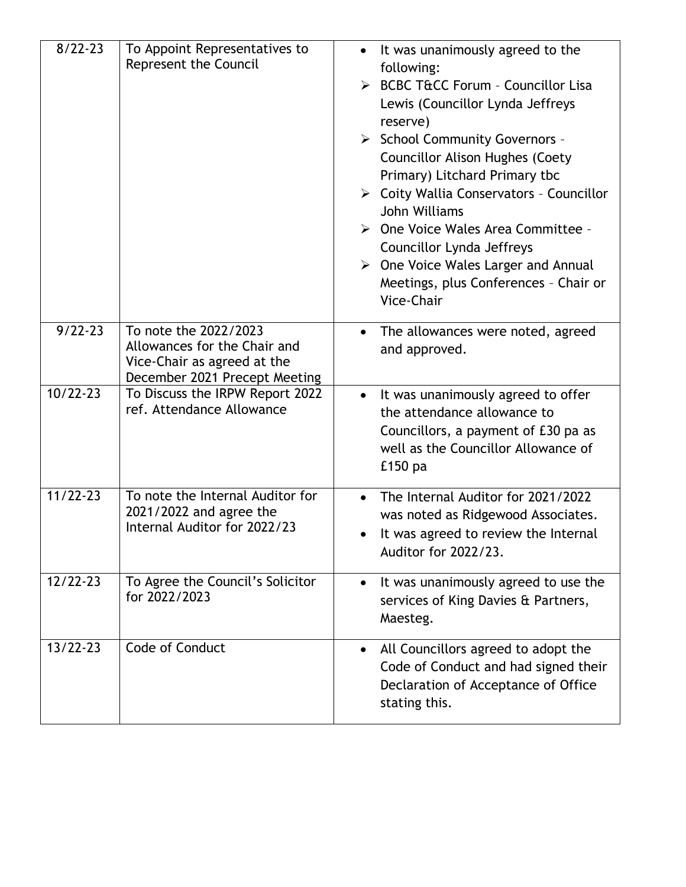| | | |
|---|---|---|
| 8/22-23 | To Appoint Representatives to Represent the Council | • It was unanimously agreed to the following:<br>➢ BCBC T&CC Forum – Councillor Lisa Lewis (Councillor Lynda Jeffreys reserve)<br>➢ School Community Governors – Councillor Alison Hughes (Coety Primary) Litchard Primary tbc<br>➢ Coity Wallia Conservators – Councillor John Williams<br>➢ One Voice Wales Area Committee – Councillor Lynda Jeffreys<br>➢ One Voice Wales Larger and Annual Meetings, plus Conferences – Chair or Vice-Chair |
| 9/22-23 | To note the 2022/2023 Allowances for the Chair and Vice-Chair as agreed at the December 2021 Precept Meeting | • The allowances were noted, agreed and approved. |
| 10/22-23 | To Discuss the IRPW Report 2022 ref. Attendance Allowance | • It was unanimously agreed to offer the attendance allowance to Councillors, a payment of £30 pa as well as the Councillor Allowance of £150 pa |
| 11/22-23 | To note the Internal Auditor for 2021/2022 and agree the Internal Auditor for 2022/23 | • The Internal Auditor for 2021/2022 was noted as Ridgewood Associates.<br>• It was agreed to review the Internal Auditor for 2022/23. |
| 12/22-23 | To Agree the Council's Solicitor for 2022/2023 | • It was unanimously agreed to use the services of King Davies & Partners, Maesteg. |
| 13/22-23 | Code of Conduct | • All Councillors agreed to adopt the Code of Conduct and had signed their Declaration of Acceptance of Office stating this. |